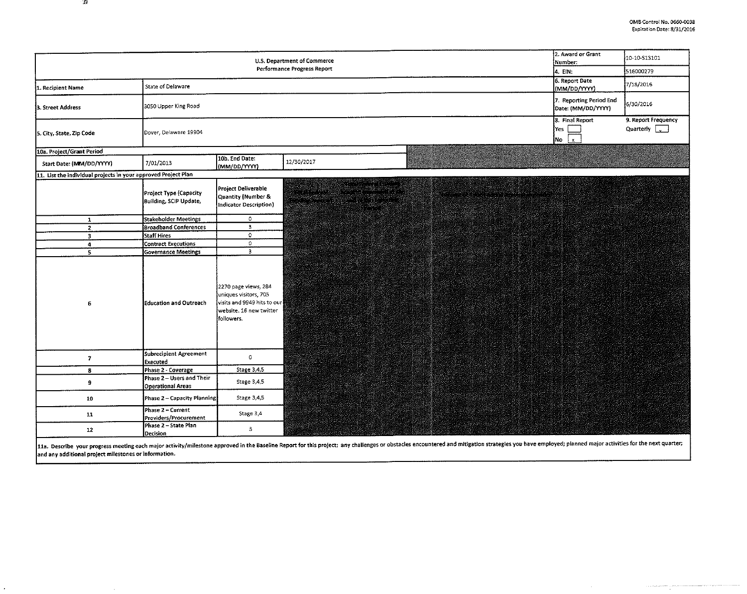OMB Control No. 0660-0038
Expiration Date: 8/31/2016

| U.S. Department of Commerce Performance Progress Report | | | | 2. Award or Grant Number: | 10-10-S13101 |
|---|---|---|---|---|---|
| | | | | 4. EIN: | 516000279 |
| 1. Recipient Name | State of Delaware | | | 6. Report Date (MM/DD/YYYY) | 7/18/2016 |
| 3. Street Address | 3050 Upper King Road | | | 7. Reporting Period End Date: (MM/DD/YYYY) | 6/30/2016 |
| 5. City, State, Zip Code | Dover, Delaware 19904 | | | 8. Final Report Yes [ ] No [x] | 9. Report Frequency Quarterly [x] |
| 10a. Project/Grant Period | | | | | |
| Start Date: (MM/DD/YYYY) | 7/01/2013 | 10b. End Date: (MM/DD/YYYY) | 12/30/2017 | | |

11. List the individual projects in your approved Project Plan

| | Project Type (Capacity Building, SCIP Update, | Project Deliverable Quantity (Number & Indicator Description) |
|---|---|---|
| 1 | Stakeholder Meetings | 0 |
| 2 | Broadband Conferences | 3 |
| 3 | Staff Hires | 0 |
| 4 | Contract Executions | 0 |
| 5 | Governance Meetings | 3 |
| 6 | Education and Outreach | 2270 page views, 284 uniques visitors, 705 visits and 9949 hits to our website. 16 new twitter followers. |
| 7 | Subrecipient Agreement Executed | 0 |
| 8 | Phase 2 - Coverage | Stage 3,4,5 |
| 9 | Phase 2 – Users and Their Operational Areas | Stage 3,4,5 |
| 10 | Phase 2 – Capacity Planning | Stage 3,4,5 |
| 11 | Phase 2 – Current Providers/Procurement | Stage 3,4 |
| 12 | Phase 2 – State Plan Decision | 3 |

11a. Describe your progress meeting each major activity/milestone approved in the Baseline Report for this project; any challenges or obstacles encountered and mitigation strategies you have employed; planned major activities for the next quarter; and any additional project milestones or information.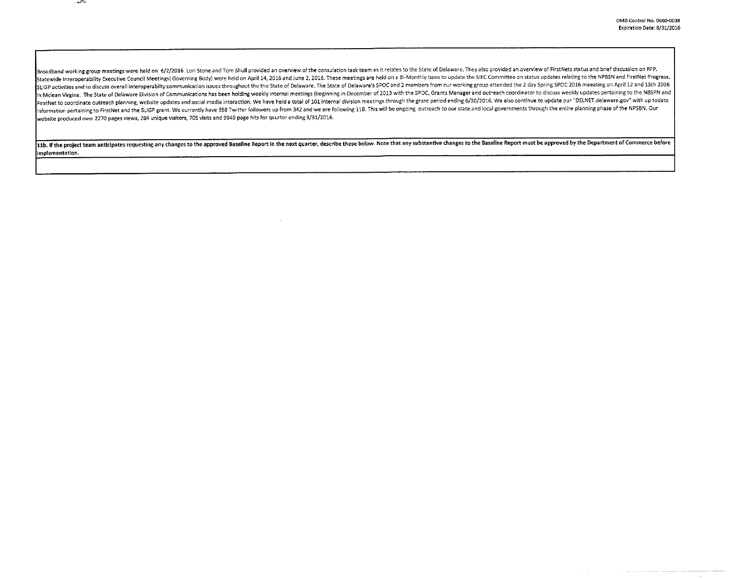Broadband working group meetings were held on 6/2/2016. Lori Stone and Tom Shull provided an overview of the consulation task team as it relates to the State of Delaware. They also provided an overview of FirstNets status and brief discussion on RFP. Statewide Interoperability Executive Council Meetings( Governing Body) were held on April 14, 2016 and June 2, 2016. These meetings are held on a Bi-Monthly basis to update the SIEC Committee on status updates relating to the NPBSN and FirstNet Progress, SLIGP activities and to discuss overall interoperabilty communication issues throughout the the State of Delaware. The State of Delaware's SPOC and 2 members from our working group attended the 2 day Spring SPOC 2016 meeating on April 12 and 13th 2016 in Mclean Virgina. The State of Delaware Division of Communications has been holding weekly internal meetings (beginning in December of 2013 with the SPOC, Grants Manager and outreach coordinator to discuss weekly updates pertaining to the NBSPN and FirstNet to coordinate outreach planning, website updates and social media interaction. We have held a total of 101 internal division meetings through the grant period ending 6/30/2016. We also continue to update our "DELNET.delaware.gov" with up todate information pertaining to FirstNet and the SLIGP grant. We currently have 358 Twitter followers up from 342 and we are following 118. This will be ongoing outreach to our state and local governments through the entire planning phase of the NPSBN. Our website produced over 2270 pages views, 284 unique visitors, 705 visits and 9949 page hits for qaurter ending 3/31/2016.

**11b. If the project team anticipates requesting any changes to the approved Baseline Report in the next quarter, describe those below. Note that any substantive changes to the Baseline Report must be approved by the Department of Commerce before implementation.**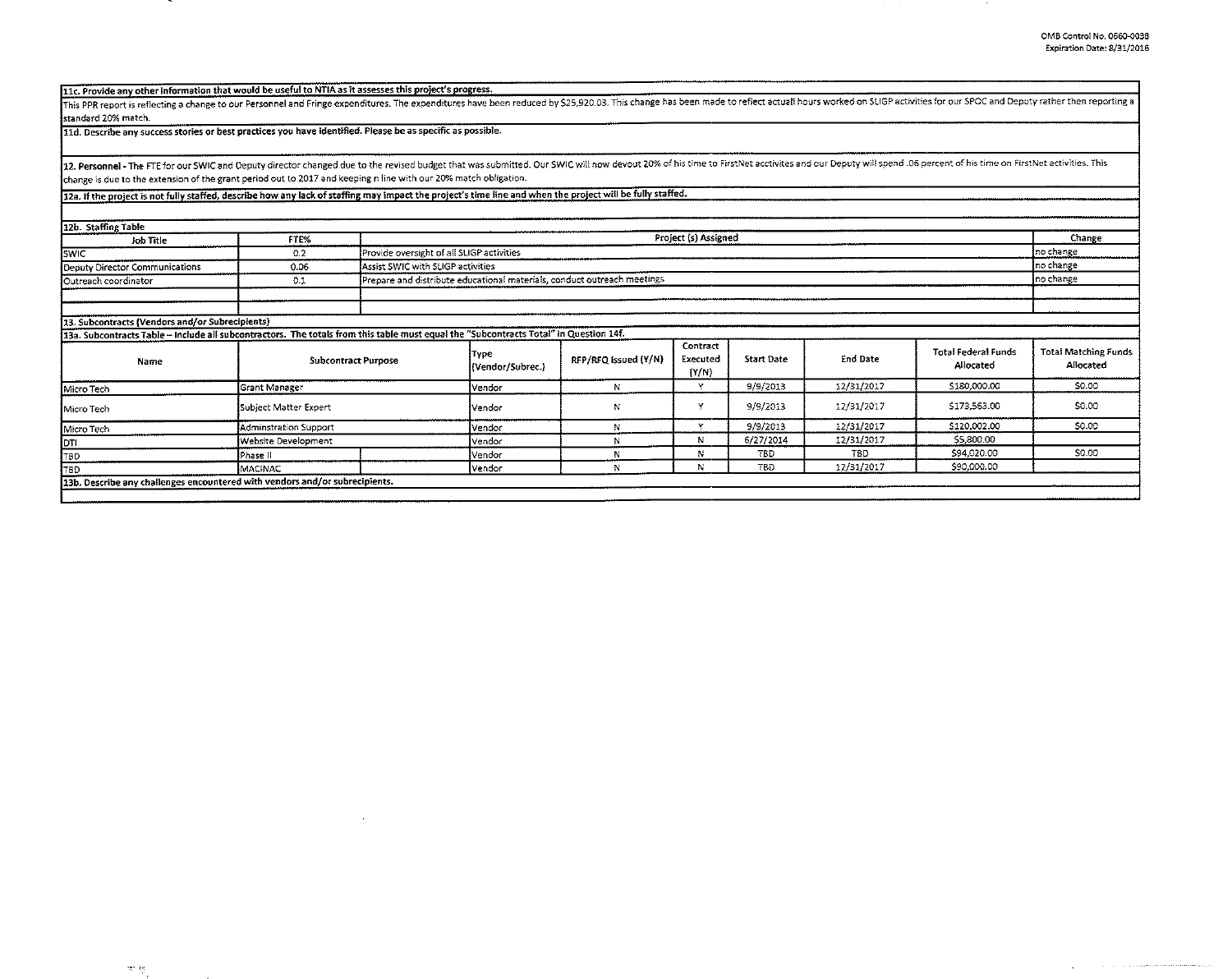**11c. Provide any other information that would be useful to NTIA as it assesses this project's progress.**

This PPR report is reflecting a change to our Personnel and Fringe expenditures. The expenditures have been reduced by $25,920.03. This change has been made to reflect actual hours worked on SLIGP activities for our SPOC and Deputy rather then reporting a standard 20% match.

**11d. Describe any success stories or best practices you have identified. Please be as specific as possible.**

**12. Personnel** - The FTE for our SWIC and Deputy director changed due to the revised budget that was submitted. Our SWIC will now devout 20% of his time to FirstNet acctivites and our Deputy will spend .06 percent of his time on FirstNet activities. This change is due to the extension of the grant period out to 2017 and keeping n line with our 20% match obligation.

**12a. If the project is not fully staffed, describe how any lack of staffing may impact the project's time line and when the project will be fully staffed.**

**12b. Staffing Table**

| Job Title | FTE% | Project (s) Assigned | Change |
|---|---|---|---|
| SWIC | 0.2 | Provide oversight of all SLIGP activities | no change |
| Deputy Director Communications | 0.06 | Assist SWIC with SLIGP activities | no change |
| Outreach coordinator | 0.1 | Prepare and distribute educational materials, conduct outreach meetings | no change |
| | | | |
| | | | |

**13. Subcontracts (Vendors and/or Subrecipients)**

**13a. Subcontracts Table – Include all subcontractors. The totals from this table must equal the "Subcontracts Total" in Question 14f.**

| Name | Subcontract Purpose | | Type (Vendor/Subrec.) | RFP/RFQ Issued (Y/N) | Contract Executed (Y/N) | Start Date | End Date | Total Federal Funds Allocated | Total Matching Funds Allocated |
|---|---|---|---|---|---|---|---|---|---|
| Micro Tech | Grant Manager | | Vendor | N | Y | 9/9/2013 | 12/31/2017 | $180,000.00 | $0.00 |
| Micro Tech | Subject Matter Expert | | Vendor | N | Y | 9/9/2013 | 12/31/2017 | $173,563.00 | $0.00 |
| Micro Tech | Adminstration Support | | Vendor | N | Y | 9/9/2013 | 12/31/2017 | $120,002.00 | $0.00 |
| DTI | Website Development | | Vendor | N | N | 6/27/2014 | 12/31/2017 | $5,800.00 | |
| TBD | Phase II | | Vendor | N | N | TBD | TBD | $94,020.00 | $0.00 |
| TBD | MACINAC | | Vendor | N | N | TBD | 12/31/2017 | $90,000.00 | |

**13b. Describe any challenges encountered with vendors and/or subrecipients.**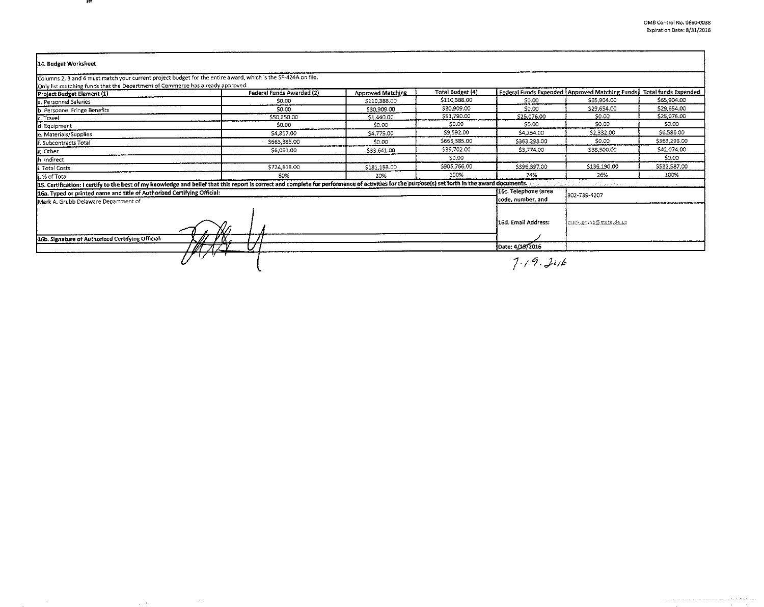OMB Control No. 0660-0038
Expiration Date: 8/31/2016

**14. Budget Worksheet**

Columns 2, 3 and 4 must match your current project budget for the entire award, which is the SF-424A on file.
Only list matching funds that the Department of Commerce has already approved.

| Project Budget Element (1) | Federal Funds Awarded (2) | Approved Matching | Total Budget (4) | Federal Funds Expended | Approved Matching Funds | Total funds Expended |
|---|---|---|---|---|---|---|
| a. Personnel Salaries | $0.00 | $110,388.00 | $110,388.00 | $0.00 | $65,904.00 | $65,904.00 |
| b. Personnel Fringe Benefits | $0.00 | $30,909.00 | $30,909.00 | $0.00 | $29,654.00 | $29,654.00 |
| c. Travel | $50,350.00 | $1,440.00 | $51,790.00 | $25,076.00 | $0.00 | $25,076.00 |
| d. Equipment | $0.00 | $0.00 | $0.00 | $0.00 | $0.00 | $0.00 |
| e. Materials/Supplies | $4,817.00 | $4,775.00 | $9,592.00 | $4,254.00 | $2,332.00 | $6,586.00 |
| f. Subcontracts Total | $663,385.00 | $0.00 | $663,385.00 | $363,293.00 | $0.00 | $363,293.00 |
| g. Other | $6,061.00 | $33,641.00 | $39,702.00 | $3,774.00 | $38,300.00 | $42,074.00 |
| h. Indirect | | | $0.00 | | | $0.00 |
| i. Total Costs | $724,613.00 | $181,153.00 | $905,766.00 | $396,397.00 | $136,190.00 | $532,587.00 |
| j. % of Total | 80% | 20% | 100% | 74% | 26% | 100% |

**15. Certification:** I certify to the best of my knowledge and belief that this report is correct and complete for performance of activities for the purpose(s) set forth in the award documents.

| | |
|---|---|
| **16a. Typed or printed name and title of Authorized Certifying Official:** Mark A. Grubb Delaware Department of | **16c. Telephone (area code, number, and** 302-739-4207 |
| | **16d. Email Address:** mark.grubb@state.de.us |
| **16b. Signature of Authorized Certifying Official:** [signature] | Date: ~~4/18/2016~~ 7.19.2016 |